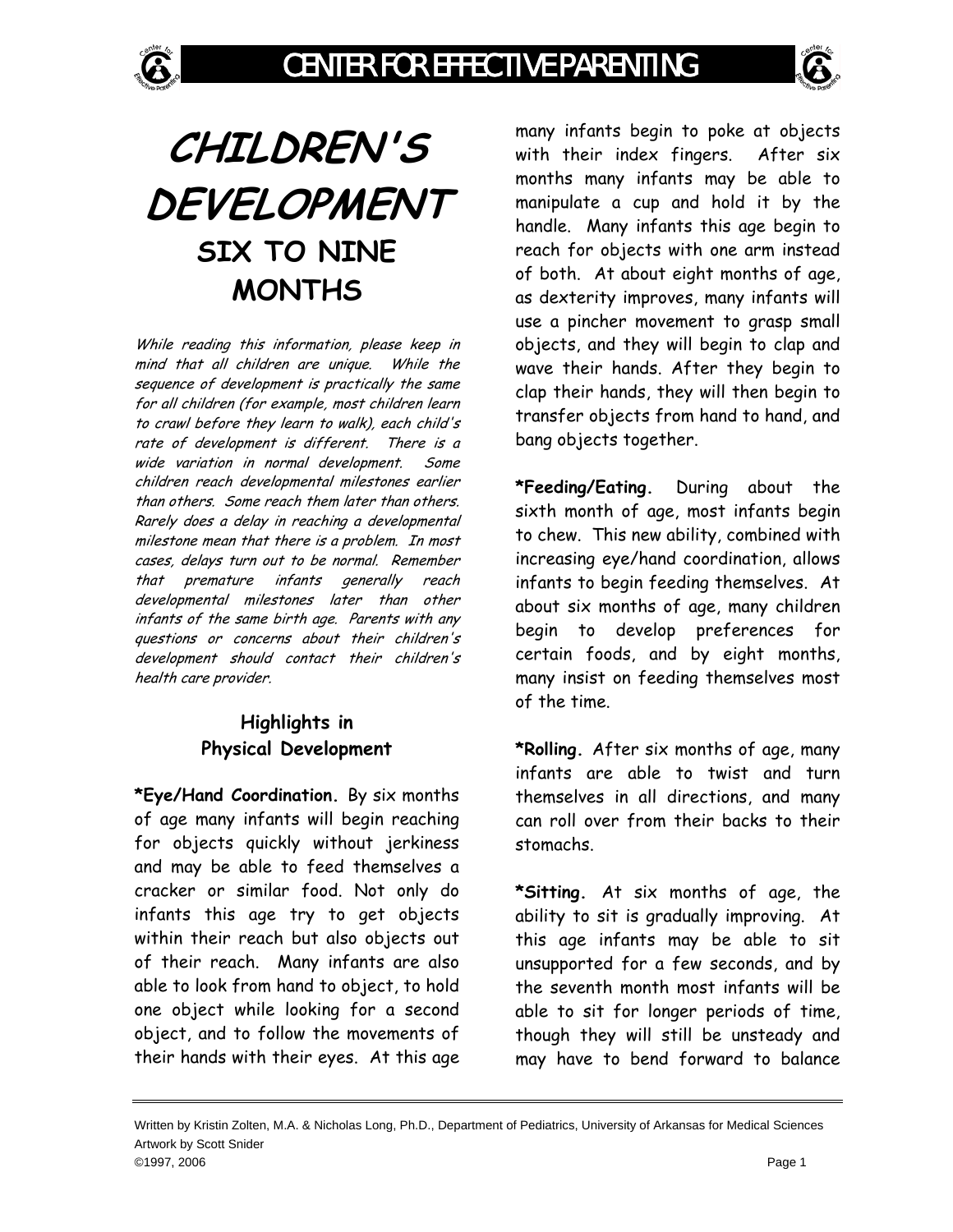# CHILDREN'S DEVELOPMENT

## SIX TO NINE MONTHS

*While reading this information, please keep in mind that all children are unique. While the sequence of development is practically the same for all children (for example, most children learn to crawl before they learn to walk), each child's rate of development is different. There is a wide variation in normal development. Some children reach developmental milestones earlier than others. Some reach them later than others. Rarely does a delay in reaching a developmental milestone mean that there is a problem. In most cases, delays turn out to be normal. Remember that premature infants generally reach developmental milestones later than other infants of the same birth age. Parents with any questions or concerns about their children's development should contact their children's health care provider.*

### Highlights in Physical Development

**\*Eye/Hand Coordination.** By six months of age many infants will begin reaching for objects quickly without jerkiness and may be able to feed themselves a cracker or similar food. Not only do infants this age try to get objects within their reach but also objects out of their reach. Many infants are also able to look from hand to object, to hold one object while looking for a second object, and to follow the movements of their hands with their eyes. At this age many infants begin to poke at objects with their index fingers. After six months many infants may be able to manipulate a cup and hold it by the handle. Many infants this age begin to reach for objects with one arm instead of both. At about eight months of age, as dexterity improves, many infants will use a pincher movement to grasp small objects, and they will begin to clap and wave their hands. After they begin to clap their hands, they will then begin to transfer objects from hand to hand, and bang objects together.

**\*Feeding/Eating.** During about the sixth month of age, most infants begin to chew. This new ability, combined with increasing eye/hand coordination, allows infants to begin feeding themselves. At about six months of age, many children begin to develop preferences for certain foods, and by eight months, many insist on feeding themselves most of the time.

**\*Rolling.** After six months of age, many infants are able to twist and turn themselves in all directions, and many can roll over from their backs to their stomachs.

**\*Sitting.** At six months of age, the ability to sit is gradually improving. At this age infants may be able to sit unsupported for a few seconds, and by the seventh month most infants will be able to sit for longer periods of time, though they will still be unsteady and may have to bend forward to balance

Written by Kristin Zolten, M.A. & Nicholas Long, Ph.D., Department of Pediatrics, University of Arkansas for Medical Sciences
Artwork by Scott Snider
©1997, 2006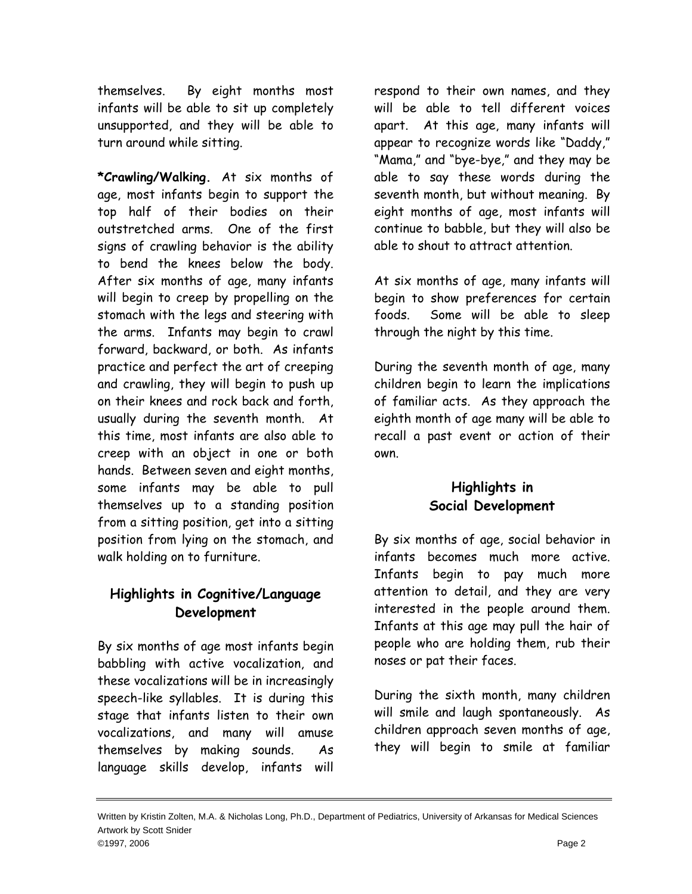themselves. By eight months most infants will be able to sit up completely unsupported, and they will be able to turn around while sitting.

**\*Crawling/Walking.** At six months of age, most infants begin to support the top half of their bodies on their outstretched arms. One of the first signs of crawling behavior is the ability to bend the knees below the body. After six months of age, many infants will begin to creep by propelling on the stomach with the legs and steering with the arms. Infants may begin to crawl forward, backward, or both. As infants practice and perfect the art of creeping and crawling, they will begin to push up on their knees and rock back and forth, usually during the seventh month. At this time, most infants are also able to creep with an object in one or both hands. Between seven and eight months, some infants may be able to pull themselves up to a standing position from a sitting position, get into a sitting position from lying on the stomach, and walk holding on to furniture.

## Highlights in Cognitive/Language Development

By six months of age most infants begin babbling with active vocalization, and these vocalizations will be in increasingly speech-like syllables. It is during this stage that infants listen to their own vocalizations, and many will amuse themselves by making sounds. As language skills develop, infants will respond to their own names, and they will be able to tell different voices apart. At this age, many infants will appear to recognize words like "Daddy," "Mama," and "bye-bye," and they may be able to say these words during the seventh month, but without meaning. By eight months of age, most infants will continue to babble, but they will also be able to shout to attract attention.

At six months of age, many infants will begin to show preferences for certain foods. Some will be able to sleep through the night by this time.

During the seventh month of age, many children begin to learn the implications of familiar acts. As they approach the eighth month of age many will be able to recall a past event or action of their own.

## Highlights in Social Development

By six months of age, social behavior in infants becomes much more active. Infants begin to pay much more attention to detail, and they are very interested in the people around them. Infants at this age may pull the hair of people who are holding them, rub their noses or pat their faces.

During the sixth month, many children will smile and laugh spontaneously. As children approach seven months of age, they will begin to smile at familiar

Written by Kristin Zolten, M.A. & Nicholas Long, Ph.D., Department of Pediatrics, University of Arkansas for Medical Sciences
Artwork by Scott Snider
©1997, 2006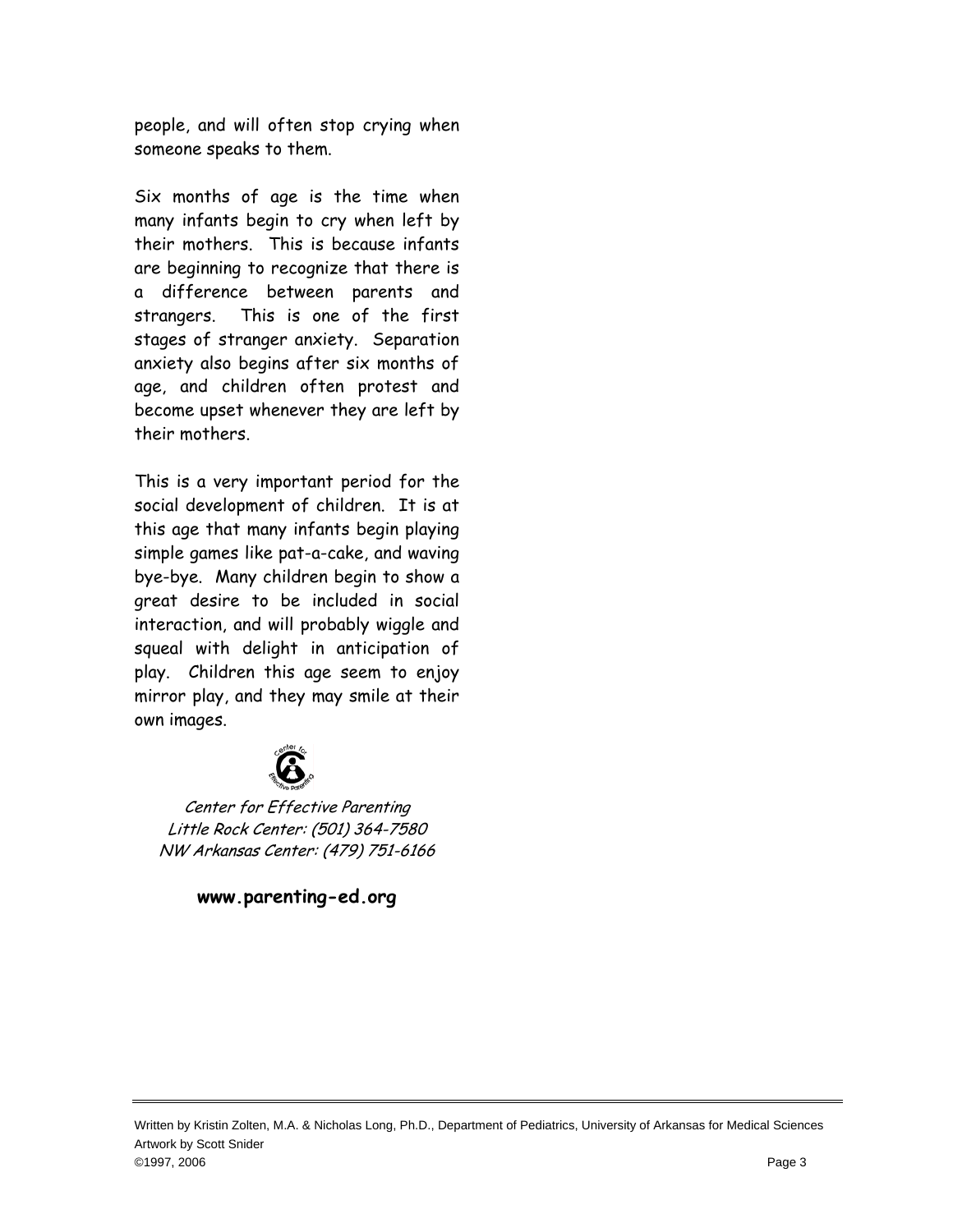people, and will often stop crying when someone speaks to them.

Six months of age is the time when many infants begin to cry when left by their mothers. This is because infants are beginning to recognize that there is a difference between parents and strangers. This is one of the first stages of stranger anxiety. Separation anxiety also begins after six months of age, and children often protest and become upset whenever they are left by their mothers.

This is a very important period for the social development of children. It is at this age that many infants begin playing simple games like pat-a-cake, and waving bye-bye. Many children begin to show a great desire to be included in social interaction, and will probably wiggle and squeal with delight in anticipation of play. Children this age seem to enjoy mirror play, and they may smile at their own images.

*Center for Effective Parenting*
*Little Rock Center: (501) 364-7580*
*NW Arkansas Center: (479) 751-6166*

**www.parenting-ed.org**

Written by Kristin Zolten, M.A. & Nicholas Long, Ph.D., Department of Pediatrics, University of Arkansas for Medical Sciences
Artwork by Scott Snider
©1997, 2006